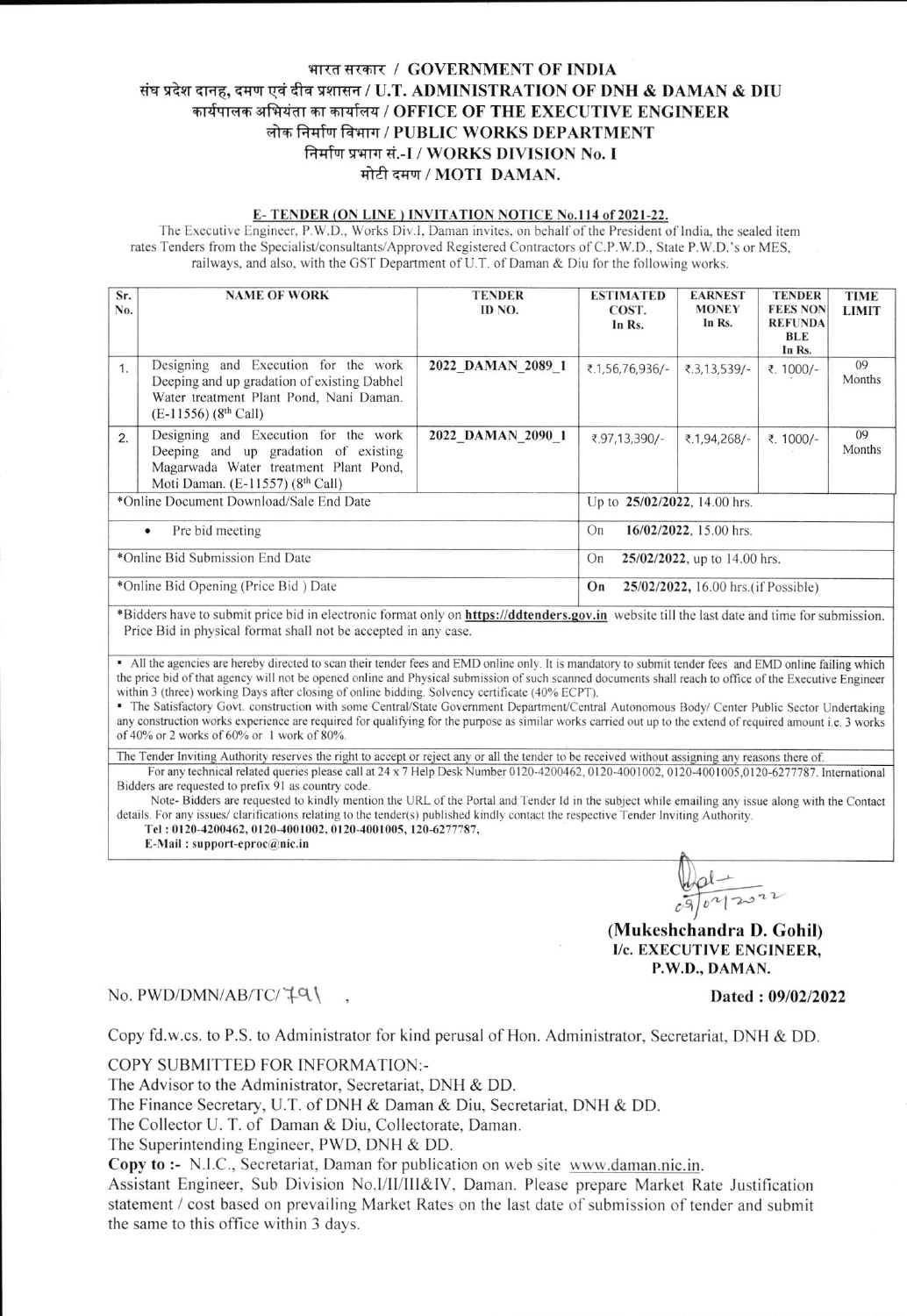# भारत सरकार / GOVERNMENT OF INDIA
## संघ प्रदेश दानह, दमण एवं दीव प्रशासन / U.T. ADMINISTRATION OF DNH & DAMAN & DIU
## कार्यपालक अभियंता का कार्यालय / OFFICE OF THE EXECUTIVE ENGINEER
## लोक निर्माण विभाग / PUBLIC WORKS DEPARTMENT
## निर्माण प्रभाग सं.-I / WORKS DIVISION No. I
## मोटी दमण / MOTI DAMAN.

**E- TENDER (ON LINE ) INVITATION NOTICE No.114 of 2021-22.**

The Executive Engineer, P.W.D., Works Div.I, Daman invites, on behalf of the President of India, the sealed item rates Tenders from the Specialist/consultants/Approved Registered Contractors of C.P.W.D., State P.W.D.'s or MES, railways, and also, with the GST Department of U.T. of Daman & Diu for the following works.

| Sr. No. | NAME OF WORK | TENDER ID NO. | ESTIMATED COST. In Rs. | EARNEST MONEY In Rs. | TENDER FEES NON REFUNDABLE In Rs. | TIME LIMIT |
|---|---|---|---|---|---|---|
| 1. | Designing and Execution for the work Deeping and up gradation of existing Dabhel Water treatment Plant Pond, Nani Daman. (E-11556) (8th Call) | **2022_DAMAN_2089_1** | ₹.1,56,76,936/- | ₹.3,13,539/- | ₹. 1000/- | 09 Months |
| 2. | Designing and Execution for the work Deeping and up gradation of existing Magarwada Water treatment Plant Pond, Moti Daman. (E-11557) (8th Call) | **2022_DAMAN_2090_1** | ₹.97,13,390/- | ₹.1,94,268/- | ₹. 1000/- | 09 Months |
| *Online Document Download/Sale End Date | | | Up to **25/02/2022**, 14.00 hrs. | | | |
| • Pre bid meeting | | | On **16/02/2022**, 15.00 hrs. | | | |
| *Online Bid Submission End Date | | | On **25/02/2022**, up to 14.00 hrs. | | | |
| *Online Bid Opening (Price Bid ) Date | | | **On 25/02/2022**, 16.00 hrs.(if Possible) | | | |

*Bidders have to submit price bid in electronic format only on **https://ddtenders.gov.in** website till the last date and time for submission. Price Bid in physical format shall not be accepted in any case.

- All the agencies are hereby directed to scan their tender fees and EMD online only. It is mandatory to submit tender fees and EMD online failing which the price bid of that agency will not be opened online and Physical submission of such scanned documents shall reach to office of the Executive Engineer within 3 (three) working Days after closing of online bidding. Solvency certificate (40% ECPT).
- The Satisfactory Govt. construction with some Central/State Government Department/Central Autonomous Body/ Center Public Sector Undertaking any construction works experience are required for qualifying for the purpose as similar works carried out up to the extend of required amount i.e. 3 works of 40% or 2 works of 60% or 1 work of 80%.

The Tender Inviting Authority reserves the right to accept or reject any or all the tender to be received without assigning any reasons there of.

For any technical related queries please call at 24 x 7 Help Desk Number 0120-4200462, 0120-4001002, 0120-4001005,0120-6277787. International Bidders are requested to prefix 91 as country code.

Note- Bidders are requested to kindly mention the URL of the Portal and Tender Id in the subject while emailing any issue along with the Contact details. For any issues/ clarifications relating to the tender(s) published kindly contact the respective Tender Inviting Authority.

**Tel : 0120-4200462, 0120-4001002, 0120-4001005, 120-6277787,**

**E-Mail : support-eproc@nic.in**

09/02/2022

**(Mukeshchandra D. Gohil)**
**I/c. EXECUTIVE ENGINEER,**
**P.W.D., DAMAN.**

No. PWD/DMN/AB/TC/791 , **Dated : 09/02/2022**

Copy fd.w.cs. to P.S. to Administrator for kind perusal of Hon. Administrator, Secretariat, DNH & DD.

COPY SUBMITTED FOR INFORMATION:-

The Advisor to the Administrator, Secretariat, DNH & DD.
The Finance Secretary, U.T. of DNH & Daman & Diu, Secretariat, DNH & DD.
The Collector U. T. of Daman & Diu, Collectorate, Daman.
The Superintending Engineer, PWD, DNH & DD.

**Copy to :-** N.I.C., Secretariat, Daman for publication on web site www.daman.nic.in.

Assistant Engineer, Sub Division No.I/II/III&IV, Daman. Please prepare Market Rate Justification statement / cost based on prevailing Market Rates on the last date of submission of tender and submit the same to this office within 3 days.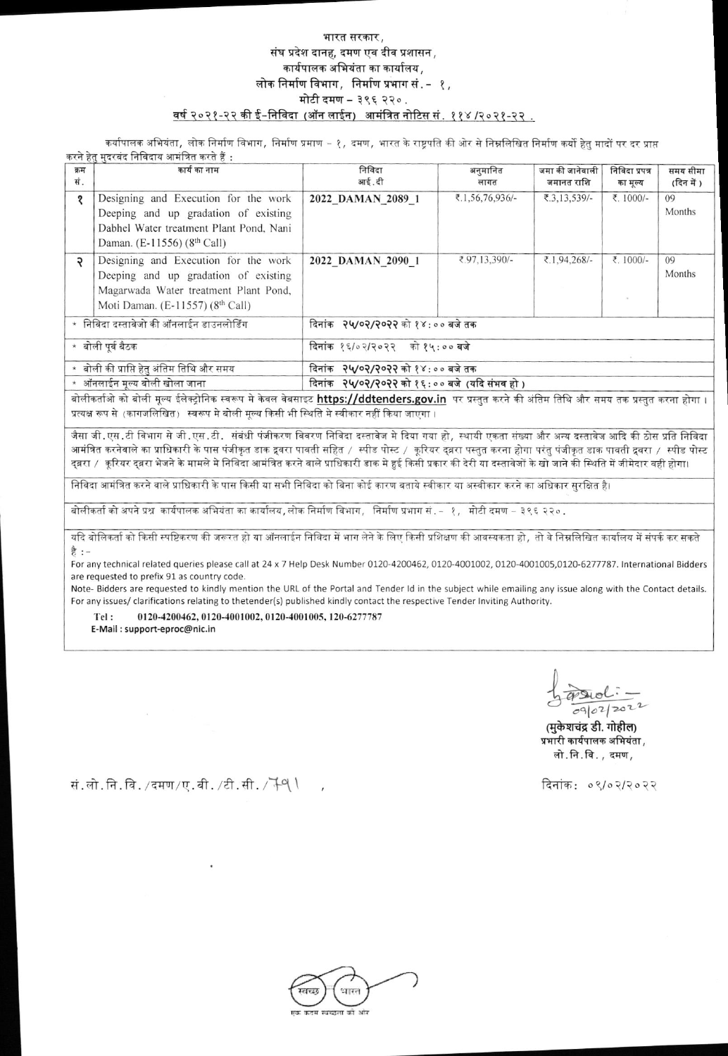भारत सरकार,
संघ प्रदेश दानह, दमण एव दीव प्रशासन,
कार्यपालक अभियंता का कार्यालय,
लोक निर्माण विभाग, निर्माण प्रभाग सं. - १,
मोटी दमण - ३९६ २२०.

**वर्ष २०२१-२२ की ई-निविदा (ऑन लाईन) आमंत्रित नोटिस सं. ११४/२०२१-२२ .**

कर्यापालक अभियंता, लोक निर्माण विभाग, निर्माण प्रमाण - १, दमण, भारत के राष्ट्रपति की ओर से निम्नलिखित निर्माण कर्यो हेतु मादों पर दर प्राप्त करने हेतु मुदरबंद निविदाय आमंत्रित करते हैं :

| क्रम सं. | कार्य का नाम | निविदा आई.डी | अनुमानित लागत | जमा की जानेवाली जमानत राशि | निविदा प्रपत्र का मूल्य | समय सीमा (दिन में) |
|---|---|---|---|---|---|---|
| १ | Designing and Execution for the work Deeping and up gradation of existing Dabhel Water treatment Plant Pond, Nani Daman. (E-11556) (8th Call) | 2022_DAMAN_2089_1 | ₹.1,56,76,936/- | ₹.3,13,539/- | ₹. 1000/- | 09 Months |
| २ | Designing and Execution for the work Deeping and up gradation of existing Magarwada Water treatment Plant Pond, Moti Daman. (E-11557) (8th Call) | 2022_DAMAN_2090_1 | ₹ 97,13,390/- | ₹.1,94,268/- | ₹. 1000/- | 09 Months |
| * निविदा दस्तावेजो की ऑनलाईन डाउनलोडिंग | | दिनांक २५/०२/२०२२ को १४:०० बजे तक | | | | |
| * बोली पूर्व बैठक | | दिनांक १६/०२/२०२२ को १५:०० बजे | | | | |
| * बोली की प्राप्ति हेतु अंतिम तिथि और समय | | दिनांक २५/०२/२०२२ को १४:०० बजे तक | | | | |
| * ऑनलाईन मूल्य बोली खोला जाना | | दिनांक २५/०२/२०२२ को १६:०० बजे (यदि संभव हो) | | | | |

बोलीकर्ताओ को बोली मूल्य ईलेक्ट्रोनिक स्वरूप मे केवल वेबसाइट **https://ddtenders.gov.in** पर प्रस्तुत करने की अंतिम तिथि और समय तक प्रस्तुत करना होगा। प्रत्यक्ष रूप से (कागजलिखित) स्वरूप मे बोली मूल्य किसी भी स्थिति मे स्वीकार नहीं किया जाएगा।

जैसा जी.एस.टी विभाग से जी.एस.टी. संबंधी पंजीकरण विवरण निविदा दस्तावेज मे दिया गया हो, स्थायी एकता संख्या और अन्य दस्तावेज आदि की ठोस प्रति निविदा आमंत्रित करनेवाले का प्राधिकारी के पास पंजीकृत डाक द्वारा पावती सहित / स्पीड पोस्ट / कूरियर द्वारा पस्तुत करना होगा परंतु पंजीकृत डाक पावती द्वारा / स्पीड पोस्ट द्वारा / कूरियर द्वारा भेजने के मामले मे निविदा आमंत्रित करने वाले प्राधिकारी डाक मे हुई किसी प्रकार की देरी या दस्तावेजों के खो जाने की स्थिति में जीमेदार नही होगा।

निविदा आमंत्रित करने वाले प्राधिकारी के पास किसी या सभी निविदा को बिना कोई कारण बताये स्वीकार या अस्वीकार करने का अधिकार सुरक्षित है।

बोलीकर्ता को अपने प्रश्न कार्यपालक अभियंता का कार्यालय, लोक निर्माण विभाग, निर्माण प्रभाग सं. - १, मोटी दमण - ३९६ २२०.

यदि बोलिकर्ता को किसी स्पष्टिकरण की जरूरत हो या ऑनलाईन निविदा मे भाग लेने के लिए किसी प्रशिक्षण की आवश्यकता हो, तो वे निम्नलिखित कार्यालय में संपर्क कर सकते है :-

For any technical related queries please call at 24 x 7 Help Desk Number 0120-4200462, 0120-4001002, 0120-4001005,0120-6277787. International Bidders are requested to prefix 91 as country code.

Note- Bidders are requested to kindly mention the URL of the Portal and Tender Id in the subject while emailing any issue along with the Contact details. For any issues/ clarifications relating to thetender(s) published kindly contact the respective Tender Inviting Authority.

**Tel : 0120-4200462, 0120-4001002, 0120-4001005, 120-6277787**
**E-Mail : support-eproc@nic.in**

09/02/2022

**(मुकेशचंद्र डी. गोहील)**
**प्रभारी कार्यपालक अभियंता,**
**लो.नि.वि., दमण,**

सं.लो.नि.वि./दमण/ए.बी./टी.सी./७९१ ,

दिनांक: ०९/०२/२०२२